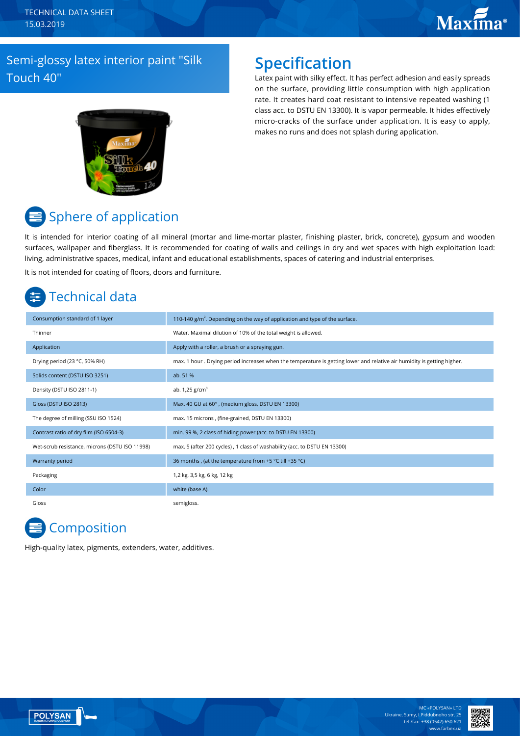# Semi-glossy latex interior paint "Silk Touch 40"

## Specification

Latex paint with silky effect. It has perfect adhesion and easily spreads on the surface, providing little consumption with high application rate. It creates hard coat resistant to intensive repeated washing (1 class acc. to DSTU EN 13300). It is vapor permeable. It hides effectively micro-cracks of the surface under application. It is easy to apply, makes no runs and does not splash during application.

## Sphere of application

It is intended for interior coating of all mineral (mortar and lime-mortar plaster, finishing plaster, brick, concrete), gypsum and wooden surfaces, wallpaper and fiberglass. It is recommended for coating of walls and ceilings in dry and wet spaces with high exploitation load: living, administrative spaces, medical, infant and educational establishments, spaces of catering and industrial enterprises.

It is not intended for coating of floors, doors and furniture.

## Technical data

| Parameter | Value |
| --- | --- |
| Consumption standard of 1 layer | 110-140 g/m². Depending on the way of application and type of the surface. |
| Thinner | Water. Maximal dilution of 10% of the total weight is allowed. |
| Application | Apply with a roller, a brush or a spraying gun. |
| Drying period (23 °C, 50% RH) | max. 1 hour . Drying period increases when the temperature is getting lower and relative air humidity is getting higher. |
| Solids content (DSTU ISO 3251) | ab. 51 % |
| Density (DSTU ISO 2811-1) | ab. 1,25 g/cm³ |
| Gloss (DSTU ISO 2813) | Max. 40 GU at 60° , (medium gloss, DSTU EN 13300) |
| The degree of milling (SSU ISO 1524) | max. 15 microns , (fine-grained, DSTU EN 13300) |
| Contrast ratio of dry film (ISO 6504-3) | min. 99 %, 2 class of hiding power (acc. to DSTU EN 13300) |
| Wet-scrub resistance, microns (DSTU ISO 11998) | max. 5 (after 200 cycles) , 1 class of washability (acc. to DSTU EN 13300) |
| Warranty period | 36 months , (at the temperature from +5 °C till +35 °C) |
| Packaging | 1,2 kg, 3,5 kg, 6 kg, 12 kg |
| Color | white (base A). |
| Gloss | semigloss. |

## Composition

High-quality latex, pigments, extenders, water, additives.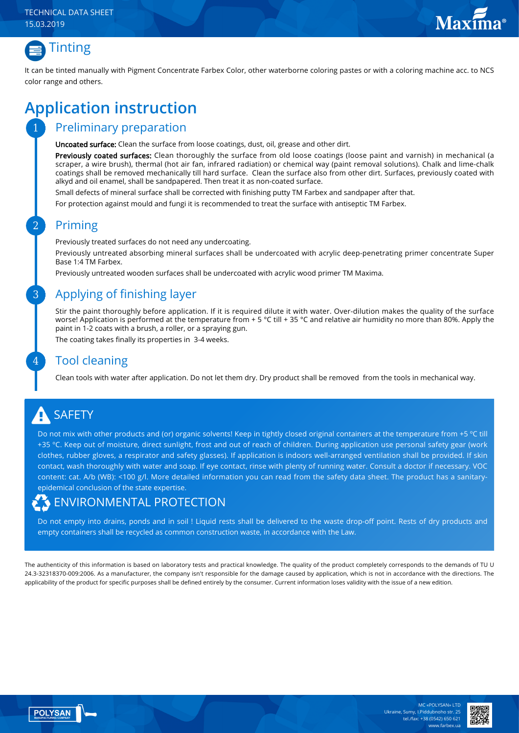## Tinting

It can be tinted manually with Pigment Concentrate Farbex Color, other waterborne coloring pastes or with a coloring machine acc. to NCS color range and others.

# Application instruction

## 1 Preliminary preparation

**Uncoated surface:** Clean the surface from loose coatings, dust, oil, grease and other dirt.

**Previously coated surfaces:** Clean thoroughly the surface from old loose coatings (loose paint and varnish) in mechanical (a scraper, a wire brush), thermal (hot air fan, infrared radiation) or chemical way (paint removal solutions). Chalk and lime-chalk coatings shall be removed mechanically till hard surface. Clean the surface also from other dirt. Surfaces, previously coated with alkyd and oil enamel, shall be sandpapered. Then treat it as non-coated surface.

Small defects of mineral surface shall be corrected with finishing putty TM Farbex and sandpaper after that.

For protection against mould and fungi it is recommended to treat the surface with antiseptic TM Farbex.

## 2 Priming

Previously treated surfaces do not need any undercoating.

Previously untreated absorbing mineral surfaces shall be undercoated with acrylic deep-penetrating primer concentrate Super Base 1:4 TM Farbex.

Previously untreated wooden surfaces shall be undercoated with acrylic wood primer TM Maxima.

## 3 Applying of finishing layer

Stir the paint thoroughly before application. If it is required dilute it with water. Over-dilution makes the quality of the surface worse! Application is performed at the temperature from + 5 °C till + 35 °C and relative air humidity no more than 80%. Apply the paint in 1-2 coats with a brush, a roller, or a spraying gun.

The coating takes finally its properties in 3-4 weeks.

## 4 Tool cleaning

Clean tools with water after application. Do not let them dry. Dry product shall be removed from the tools in mechanical way.

## SAFETY

Do not mix with other products and (or) organic solvents! Keep in tightly closed original containers at the temperature from +5 °C till +35 °C. Keep out of moisture, direct sunlight, frost and out of reach of children. During application use personal safety gear (work clothes, rubber gloves, a respirator and safety glasses). If application is indoors well-arranged ventilation shall be provided. If skin contact, wash thoroughly with water and soap. If eye contact, rinse with plenty of running water. Consult a doctor if necessary. VOC content: cat. A/b (WB): <100 g/l. More detailed information you can read from the safety data sheet. The product has a sanitary-epidemical conclusion of the state expertise.

## ENVIRONMENTAL PROTECTION

Do not empty into drains, ponds and in soil ! Liquid rests shall be delivered to the waste drop-off point. Rests of dry products and empty containers shall be recycled as common construction waste, in accordance with the Law.

The authenticity of this information is based on laboratory tests and practical knowledge. The quality of the product completely corresponds to the demands of TU U 24.3-32318370-009:2006. As a manufacturer, the company isn't responsible for the damage caused by application, which is not in accordance with the directions. The applicability of the product for specific purposes shall be defined entirely by the consumer. Current information loses validity with the issue of a new edition.

MC «POLYSAN» LTD
Ukraine, Sumy, I.Piddubnoho str. 25
tel./fax: +38 (0542) 650 621
www.farbex.ua